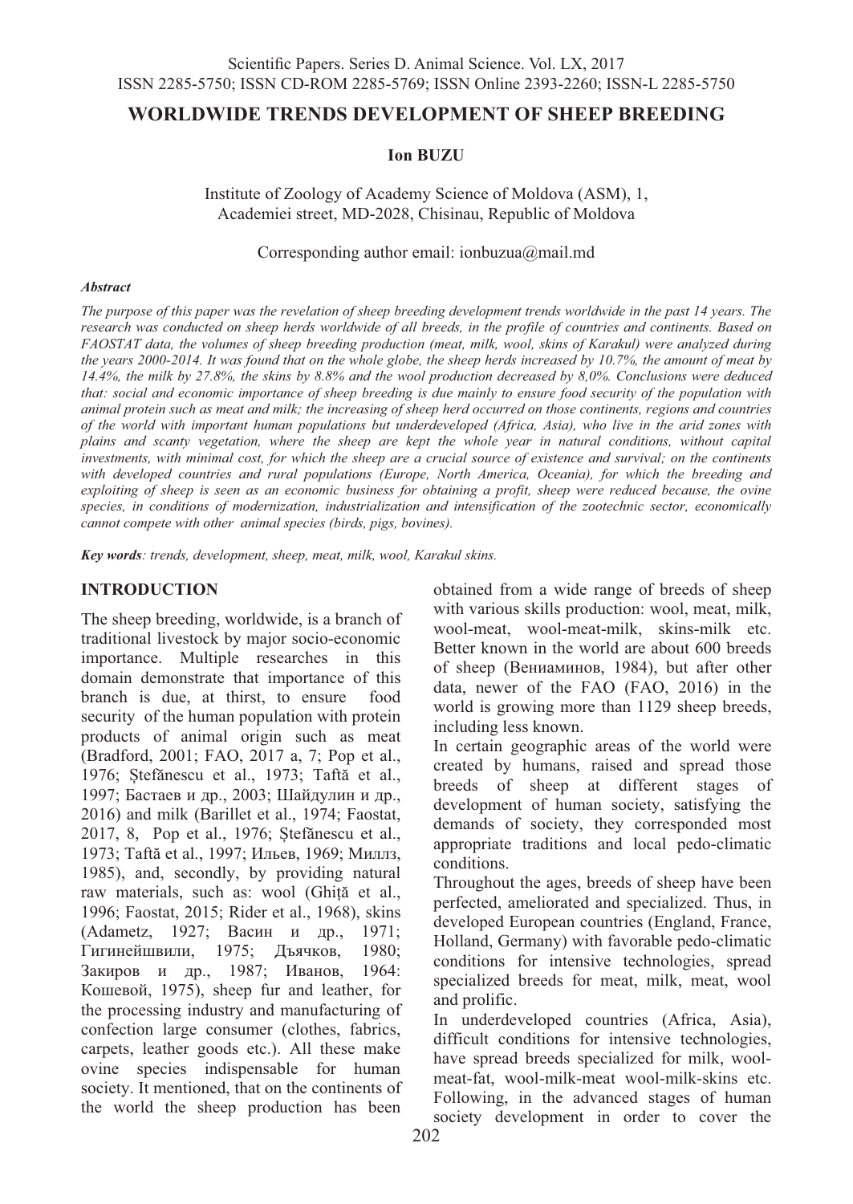# WORLDWIDE TRENDS DEVELOPMENT OF SHEEP BREEDING

**Ion BUZU**

Institute of Zoology of Academy Science of Moldova (ASM), 1, Academiei street, MD-2028, Chisinau, Republic of Moldova

Corresponding author email: ionbuzua@mail.md

***Abstract***

*The purpose of this paper was the revelation of sheep breeding development trends worldwide in the past 14 years. The research was conducted on sheep herds worldwide of all breeds, in the profile of countries and continents. Based on FAOSTAT data, the volumes of sheep breeding production (meat, milk, wool, skins of Karakul) were analyzed during the years 2000-2014. It was found that on the whole globe, the sheep herds increased by 10.7%, the amount of meat by 14.4%, the milk by 27.8%, the skins by 8.8% and the wool production decreased by 8,0%. Conclusions were deduced that: social and economic importance of sheep breeding is due mainly to ensure food security of the population with animal protein such as meat and milk; the increasing of sheep herd occurred on those continents, regions and countries of the world with important human populations but underdeveloped (Africa, Asia), who live in the arid zones with plains and scanty vegetation, where the sheep are kept the whole year in natural conditions, without capital investments, with minimal cost, for which the sheep are a crucial source of existence and survival; on the continents with developed countries and rural populations (Europe, North America, Oceania), for which the breeding and exploiting of sheep is seen as an economic business for obtaining a profit, sheep were reduced because, the ovine species, in conditions of modernization, industrialization and intensification of the zootechnic sector, economically cannot compete with other animal species (birds, pigs, bovines).*

***Key words**: trends, development, sheep, meat, milk, wool, Karakul skins.*

## INTRODUCTION

The sheep breeding, worldwide, is a branch of traditional livestock by major socio-economic importance. Multiple researches in this domain demonstrate that importance of this branch is due, at thirst, to ensure food security of the human population with protein products of animal origin such as meat (Bradford, 2001; FAO, 2017 a, 7; Pop et al., 1976; Ştefănescu et al., 1973; Taftă et al., 1997; Бастаев и др., 2003; Шайдулин и др., 2016) and milk (Barillet et al., 1974; Faostat, 2017, 8, Pop et al., 1976; Ştefănescu et al., 1973; Taftă et al., 1997; Ильев, 1969; Миллз, 1985), and, secondly, by providing natural raw materials, such as: wool (Ghiţă et al., 1996; Faostat, 2015; Rider et al., 1968), skins (Adametz, 1927; Васин и др., 1971; Гигинейшвили, 1975; Дъячков, 1980; Закиров и др., 1987; Иванов, 1964: Кошевой, 1975), sheep fur and leather, for the processing industry and manufacturing of confection large consumer (clothes, fabrics, carpets, leather goods etc.). All these make ovine species indispensable for human society. It mentioned, that on the continents of the world the sheep production has been obtained from a wide range of breeds of sheep with various skills production: wool, meat, milk, wool-meat, wool-meat-milk, skins-milk etc. Better known in the world are about 600 breeds of sheep (Вениаминов, 1984), but after other data, newer of the FAO (FAO, 2016) in the world is growing more than 1129 sheep breeds, including less known.

In certain geographic areas of the world were created by humans, raised and spread those breeds of sheep at different stages of development of human society, satisfying the demands of society, they corresponded most appropriate traditions and local pedo-climatic conditions.

Throughout the ages, breeds of sheep have been perfected, ameliorated and specialized. Thus, in developed European countries (England, France, Holland, Germany) with favorable pedo-climatic conditions for intensive technologies, spread specialized breeds for meat, milk, meat, wool and prolific.

In underdeveloped countries (Africa, Asia), difficult conditions for intensive technologies, have spread breeds specialized for milk, wool-meat-fat, wool-milk-meat wool-milk-skins etc. Following, in the advanced stages of human society development in order to cover the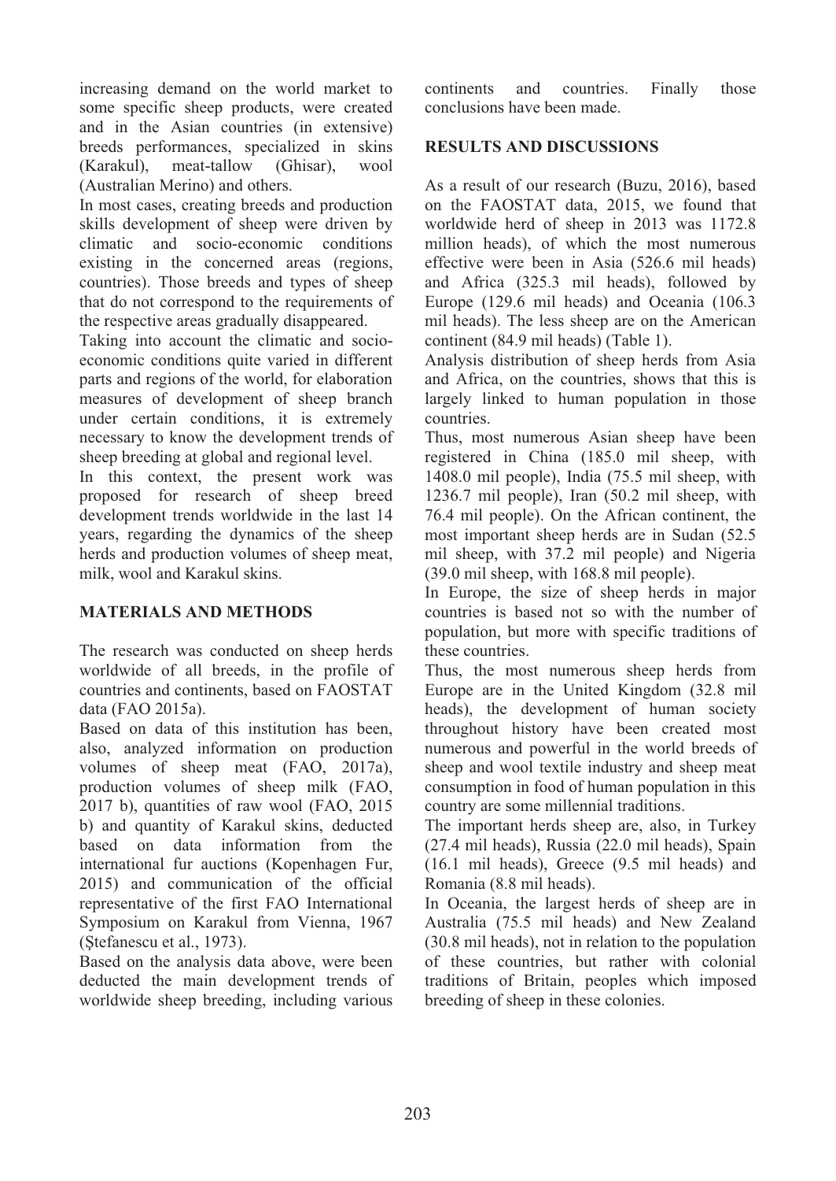increasing demand on the world market to some specific sheep products, were created and in the Asian countries (in extensive) breeds performances, specialized in skins (Karakul), meat-tallow (Ghisar), wool (Australian Merino) and others.

In most cases, creating breeds and production skills development of sheep were driven by climatic and socio-economic conditions existing in the concerned areas (regions, countries). Those breeds and types of sheep that do not correspond to the requirements of the respective areas gradually disappeared.

Taking into account the climatic and socio-economic conditions quite varied in different parts and regions of the world, for elaboration measures of development of sheep branch under certain conditions, it is extremely necessary to know the development trends of sheep breeding at global and regional level.

In this context, the present work was proposed for research of sheep breed development trends worldwide in the last 14 years, regarding the dynamics of the sheep herds and production volumes of sheep meat, milk, wool and Karakul skins.

## MATERIALS AND METHODS

The research was conducted on sheep herds worldwide of all breeds, in the profile of countries and continents, based on FAOSTAT data (FAO 2015a).

Based on data of this institution has been, also, analyzed information on production volumes of sheep meat (FAO, 2017a), production volumes of sheep milk (FAO, 2017 b), quantities of raw wool (FAO, 2015 b) and quantity of Karakul skins, deducted based on data information from the international fur auctions (Kopenhagen Fur, 2015) and communication of the official representative of the first FAO International Symposium on Karakul from Vienna, 1967 (Ştefanescu et al., 1973).

Based on the analysis data above, were been deducted the main development trends of worldwide sheep breeding, including various continents and countries. Finally those conclusions have been made.

## RESULTS AND DISCUSSIONS

As a result of our research (Buzu, 2016), based on the FAOSTAT data, 2015, we found that worldwide herd of sheep in 2013 was 1172.8 million heads), of which the most numerous effective were been in Asia (526.6 mil heads) and Africa (325.3 mil heads), followed by Europe (129.6 mil heads) and Oceania (106.3 mil heads). The less sheep are on the American continent (84.9 mil heads) (Table 1).

Analysis distribution of sheep herds from Asia and Africa, on the countries, shows that this is largely linked to human population in those countries.

Thus, most numerous Asian sheep have been registered in China (185.0 mil sheep, with 1408.0 mil people), India (75.5 mil sheep, with 1236.7 mil people), Iran (50.2 mil sheep, with 76.4 mil people). On the African continent, the most important sheep herds are in Sudan (52.5 mil sheep, with 37.2 mil people) and Nigeria (39.0 mil sheep, with 168.8 mil people).

In Europe, the size of sheep herds in major countries is based not so with the number of population, but more with specific traditions of these countries.

Thus, the most numerous sheep herds from Europe are in the United Kingdom (32.8 mil heads), the development of human society throughout history have been created most numerous and powerful in the world breeds of sheep and wool textile industry and sheep meat consumption in food of human population in this country are some millennial traditions.

The important herds sheep are, also, in Turkey (27.4 mil heads), Russia (22.0 mil heads), Spain (16.1 mil heads), Greece (9.5 mil heads) and Romania (8.8 mil heads).

In Oceania, the largest herds of sheep are in Australia (75.5 mil heads) and New Zealand (30.8 mil heads), not in relation to the population of these countries, but rather with colonial traditions of Britain, peoples which imposed breeding of sheep in these colonies.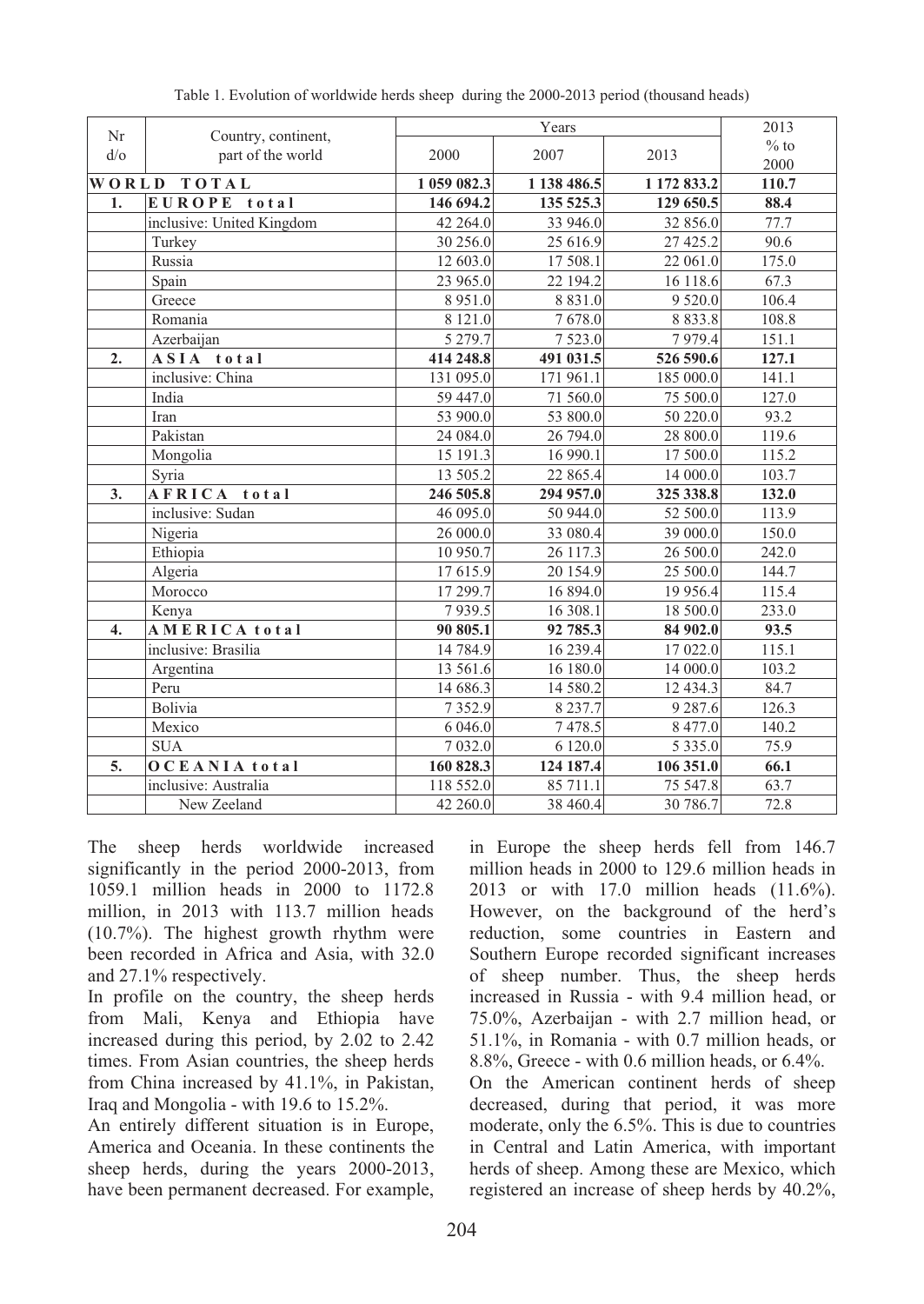Table 1. Evolution of worldwide herds sheep during the 2000-2013 period (thousand heads)

| Nr d/o | Country, continent, part of the world | Years | | | 2013 % to 2000 |
|---|---|---|---|---|---|
| | | 2000 | 2007 | 2013 | |
| **WORLD TOTAL** | | **1 059 082.3** | **1 138 486.5** | **1 172 833.2** | **110.7** |
| **1.** | **EUROPE total** | **146 694.2** | **135 525.3** | **129 650.5** | **88.4** |
| | inclusive: United Kingdom | 42 264.0 | 33 946.0 | 32 856.0 | 77.7 |
| | Turkey | 30 256.0 | 25 616.9 | 27 425.2 | 90.6 |
| | Russia | 12 603.0 | 17 508.1 | 22 061.0 | 175.0 |
| | Spain | 23 965.0 | 22 194.2 | 16 118.6 | 67.3 |
| | Greece | 8 951.0 | 8 831.0 | 9 520.0 | 106.4 |
| | Romania | 8 121.0 | 7 678.0 | 8 833.8 | 108.8 |
| | Azerbaijan | 5 279.7 | 7 523.0 | 7 979.4 | 151.1 |
| **2.** | **ASIA total** | **414 248.8** | **491 031.5** | **526 590.6** | **127.1** |
| | inclusive: China | 131 095.0 | 171 961.1 | 185 000.0 | 141.1 |
| | India | 59 447.0 | 71 560.0 | 75 500.0 | 127.0 |
| | Iran | 53 900.0 | 53 800.0 | 50 220.0 | 93.2 |
| | Pakistan | 24 084.0 | 26 794.0 | 28 800.0 | 119.6 |
| | Mongolia | 15 191.3 | 16 990.1 | 17 500.0 | 115.2 |
| | Syria | 13 505.2 | 22 865.4 | 14 000.0 | 103.7 |
| **3.** | **AFRICA total** | **246 505.8** | **294 957.0** | **325 338.8** | **132.0** |
| | inclusive: Sudan | 46 095.0 | 50 944.0 | 52 500.0 | 113.9 |
| | Nigeria | 26 000.0 | 33 080.4 | 39 000.0 | 150.0 |
| | Ethiopia | 10 950.7 | 26 117.3 | 26 500.0 | 242.0 |
| | Algeria | 17 615.9 | 20 154.9 | 25 500.0 | 144.7 |
| | Morocco | 17 299.7 | 16 894.0 | 19 956.4 | 115.4 |
| | Kenya | 7 939.5 | 16 308.1 | 18 500.0 | 233.0 |
| **4.** | **AMERICA total** | **90 805.1** | **92 785.3** | **84 902.0** | **93.5** |
| | inclusive: Brasilia | 14 784.9 | 16 239.4 | 17 022.0 | 115.1 |
| | Argentina | 13 561.6 | 16 180.0 | 14 000.0 | 103.2 |
| | Peru | 14 686.3 | 14 580.2 | 12 434.3 | 84.7 |
| | Bolivia | 7 352.9 | 8 237.7 | 9 287.6 | 126.3 |
| | Mexico | 6 046.0 | 7 478.5 | 8 477.0 | 140.2 |
| | SUA | 7 032.0 | 6 120.0 | 5 335.0 | 75.9 |
| **5.** | **OCEANIA total** | **160 828.3** | **124 187.4** | **106 351.0** | **66.1** |
| | inclusive: Australia | 118 552.0 | 85 711.1 | 75 547.8 | 63.7 |
| | New Zeeland | 42 260.0 | 38 460.4 | 30 786.7 | 72.8 |

The sheep herds worldwide increased significantly in the period 2000-2013, from 1059.1 million heads in 2000 to 1172.8 million, in 2013 with 113.7 million heads (10.7%). The highest growth rhythm were been recorded in Africa and Asia, with 32.0 and 27.1% respectively.

In profile on the country, the sheep herds from Mali, Kenya and Ethiopia have increased during this period, by 2.02 to 2.42 times. From Asian countries, the sheep herds from China increased by 41.1%, in Pakistan, Iraq and Mongolia - with 19.6 to 15.2%.

An entirely different situation is in Europe, America and Oceania. In these continents the sheep herds, during the years 2000-2013, have been permanent decreased. For example, in Europe the sheep herds fell from 146.7 million heads in 2000 to 129.6 million heads in 2013 or with 17.0 million heads (11.6%). However, on the background of the herd's reduction, some countries in Eastern and Southern Europe recorded significant increases of sheep number. Thus, the sheep herds increased in Russia - with 9.4 million head, or 75.0%, Azerbaijan - with 2.7 million head, or 51.1%, in Romania - with 0.7 million heads, or 8.8%, Greece - with 0.6 million heads, or 6.4%.

On the American continent herds of sheep decreased, during that period, it was more moderate, only the 6.5%. This is due to countries in Central and Latin America, with important herds of sheep. Among these are Mexico, which registered an increase of sheep herds by 40.2%,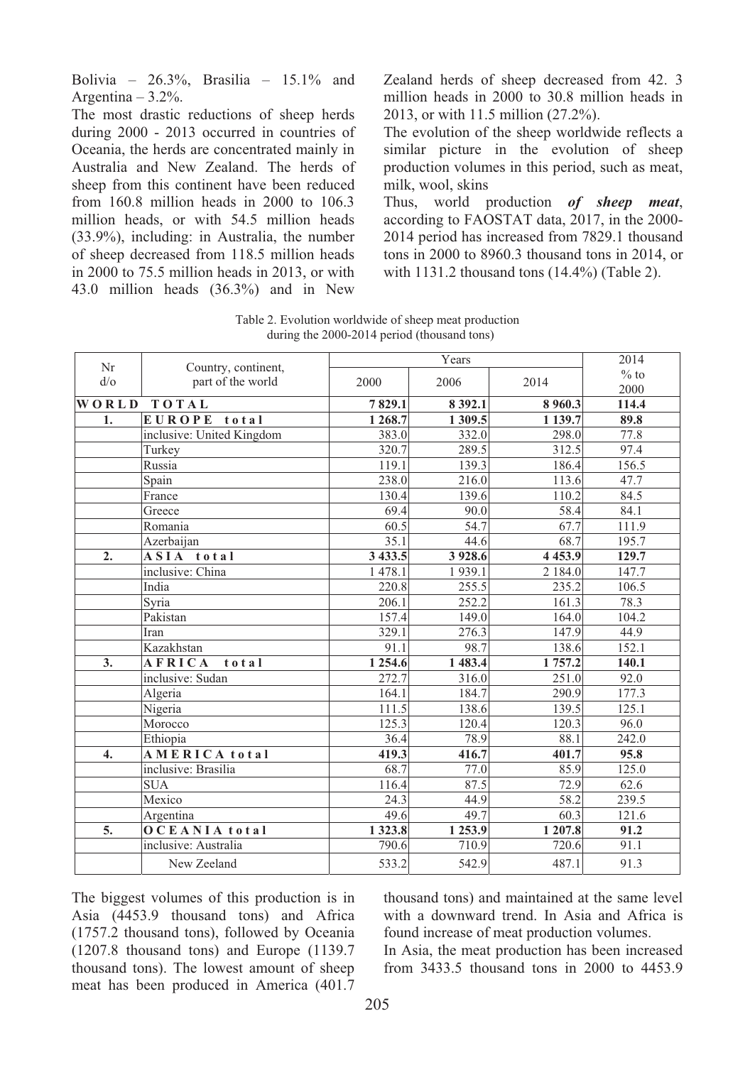Bolivia – 26.3%, Brasilia – 15.1% and Argentina – 3.2%.

The most drastic reductions of sheep herds during 2000 - 2013 occurred in countries of Oceania, the herds are concentrated mainly in Australia and New Zealand. The herds of sheep from this continent have been reduced from 160.8 million heads in 2000 to 106.3 million heads, or with 54.5 million heads (33.9%), including: in Australia, the number of sheep decreased from 118.5 million heads in 2000 to 75.5 million heads in 2013, or with 43.0 million heads (36.3%) and in New Zealand herds of sheep decreased from 42. 3 million heads in 2000 to 30.8 million heads in 2013, or with 11.5 million (27.2%).

The evolution of the sheep worldwide reflects a similar picture in the evolution of sheep production volumes in this period, such as meat, milk, wool, skins

Thus, world production ***of sheep meat***, according to FAOSTAT data, 2017, in the 2000-2014 period has increased from 7829.1 thousand tons in 2000 to 8960.3 thousand tons in 2014, or with 1131.2 thousand tons (14.4%) (Table 2).

Table 2. Evolution worldwide of sheep meat production during the 2000-2014 period (thousand tons)

| Nr d/o | Country, continent, part of the world | Years | | | 2014 % to 2000 |
|---|---|---|---|---|---|
| | | 2000 | 2006 | 2014 | |
| **WORLD** | **TOTAL** | **7 829.1** | **8 392.1** | **8 960.3** | **114.4** |
| **1.** | **EUROPE total** | **1 268.7** | **1 309.5** | **1 139.7** | **89.8** |
| | inclusive: United Kingdom | 383.0 | 332.0 | 298.0 | 77.8 |
| | Turkey | 320.7 | 289.5 | 312.5 | 97.4 |
| | Russia | 119.1 | 139.3 | 186.4 | 156.5 |
| | Spain | 238.0 | 216.0 | 113.6 | 47.7 |
| | France | 130.4 | 139.6 | 110.2 | 84.5 |
| | Greece | 69.4 | 90.0 | 58.4 | 84.1 |
| | Romania | 60.5 | 54.7 | 67.7 | 111.9 |
| | Azerbaijan | 35.1 | 44.6 | 68.7 | 195.7 |
| **2.** | **ASIA total** | **3 433.5** | **3 928.6** | **4 453.9** | **129.7** |
| | inclusive: China | 1 478.1 | 1 939.1 | 2 184.0 | 147.7 |
| | India | 220.8 | 255.5 | 235.2 | 106.5 |
| | Syria | 206.1 | 252.2 | 161.3 | 78.3 |
| | Pakistan | 157.4 | 149.0 | 164.0 | 104.2 |
| | Iran | 329.1 | 276.3 | 147.9 | 44.9 |
| | Kazakhstan | 91.1 | 98.7 | 138.6 | 152.1 |
| **3.** | **AFRICA total** | **1 254.6** | **1 483.4** | **1 757.2** | **140.1** |
| | inclusive: Sudan | 272.7 | 316.0 | 251.0 | 92.0 |
| | Algeria | 164.1 | 184.7 | 290.9 | 177.3 |
| | Nigeria | 111.5 | 138.6 | 139.5 | 125.1 |
| | Morocco | 125.3 | 120.4 | 120.3 | 96.0 |
| | Ethiopia | 36.4 | 78.9 | 88.1 | 242.0 |
| **4.** | **AMERICA total** | **419.3** | **416.7** | **401.7** | **95.8** |
| | inclusive: Brasilia | 68.7 | 77.0 | 85.9 | 125.0 |
| | SUA | 116.4 | 87.5 | 72.9 | 62.6 |
| | Mexico | 24.3 | 44.9 | 58.2 | 239.5 |
| | Argentina | 49.6 | 49.7 | 60.3 | 121.6 |
| **5.** | **OCEANIA total** | **1 323.8** | **1 253.9** | **1 207.8** | **91.2** |
| | inclusive: Australia | 790.6 | 710.9 | 720.6 | 91.1 |
| | New Zeeland | 533.2 | 542.9 | 487.1 | 91.3 |

The biggest volumes of this production is in Asia (4453.9 thousand tons) and Africa (1757.2 thousand tons), followed by Oceania (1207.8 thousand tons) and Europe (1139.7 thousand tons). The lowest amount of sheep meat has been produced in America (401.7 thousand tons) and maintained at the same level with a downward trend. In Asia and Africa is found increase of meat production volumes.

In Asia, the meat production has been increased from 3433.5 thousand tons in 2000 to 4453.9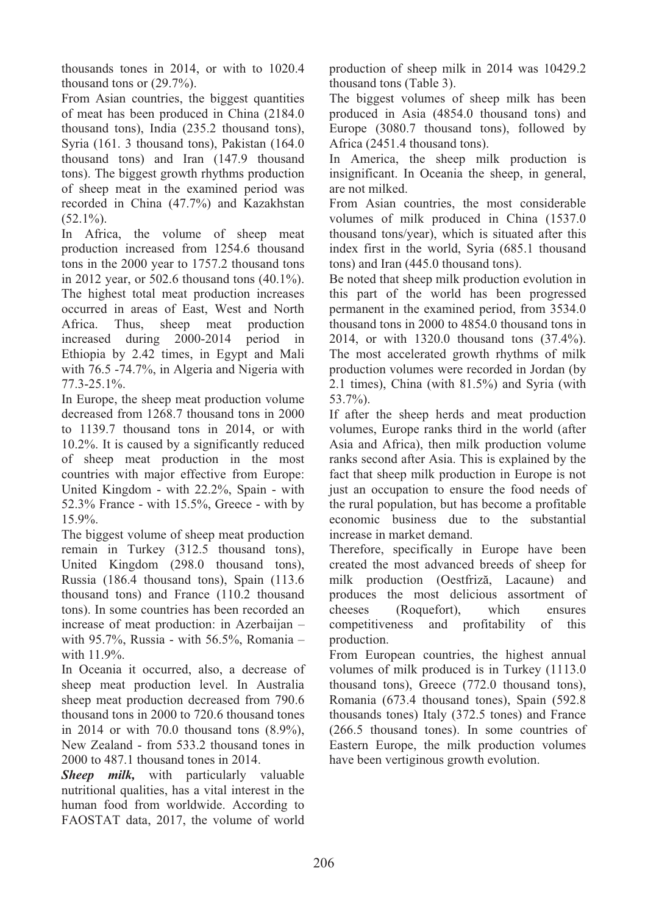thousands tones in 2014, or with to 1020.4 thousand tons or (29.7%).

From Asian countries, the biggest quantities of meat has been produced in China (2184.0 thousand tons), India (235.2 thousand tons), Syria (161. 3 thousand tons), Pakistan (164.0 thousand tons) and Iran (147.9 thousand tons). The biggest growth rhythms production of sheep meat in the examined period was recorded in China (47.7%) and Kazakhstan (52.1%).

In Africa, the volume of sheep meat production increased from 1254.6 thousand tons in the 2000 year to 1757.2 thousand tons in 2012 year, or 502.6 thousand tons (40.1%). The highest total meat production increases occurred in areas of East, West and North Africa. Thus, sheep meat production increased during 2000-2014 period in Ethiopia by 2.42 times, in Egypt and Mali with 76.5 -74.7%, in Algeria and Nigeria with 77.3-25.1%.

In Europe, the sheep meat production volume decreased from 1268.7 thousand tons in 2000 to 1139.7 thousand tons in 2014, or with 10.2%. It is caused by a significantly reduced of sheep meat production in the most countries with major effective from Europe: United Kingdom - with 22.2%, Spain - with 52.3% France - with 15.5%, Greece - with by 15.9%.

The biggest volume of sheep meat production remain in Turkey (312.5 thousand tons), United Kingdom (298.0 thousand tons), Russia (186.4 thousand tons), Spain (113.6 thousand tons) and France (110.2 thousand tons). In some countries has been recorded an increase of meat production: in Azerbaijan – with 95.7%, Russia - with 56.5%, Romania – with 11.9%.

In Oceania it occurred, also, a decrease of sheep meat production level. In Australia sheep meat production decreased from 790.6 thousand tons in 2000 to 720.6 thousand tones in 2014 or with 70.0 thousand tons (8.9%), New Zealand - from 533.2 thousand tones in 2000 to 487.1 thousand tones in 2014.

***Sheep milk,*** with particularly valuable nutritional qualities, has a vital interest in the human food from worldwide. According to FAOSTAT data, 2017, the volume of world production of sheep milk in 2014 was 10429.2 thousand tons (Table 3).

The biggest volumes of sheep milk has been produced in Asia (4854.0 thousand tons) and Europe (3080.7 thousand tons), followed by Africa (2451.4 thousand tons).

In America, the sheep milk production is insignificant. In Oceania the sheep, in general, are not milked.

From Asian countries, the most considerable volumes of milk produced in China (1537.0 thousand tons/year), which is situated after this index first in the world, Syria (685.1 thousand tons) and Iran (445.0 thousand tons).

Be noted that sheep milk production evolution in this part of the world has been progressed permanent in the examined period, from 3534.0 thousand tons in 2000 to 4854.0 thousand tons in 2014, or with 1320.0 thousand tons (37.4%). The most accelerated growth rhythms of milk production volumes were recorded in Jordan (by 2.1 times), China (with 81.5%) and Syria (with 53.7%).

If after the sheep herds and meat production volumes, Europe ranks third in the world (after Asia and Africa), then milk production volume ranks second after Asia. This is explained by the fact that sheep milk production in Europe is not just an occupation to ensure the food needs of the rural population, but has become a profitable economic business due to the substantial increase in market demand.

Therefore, specifically in Europe have been created the most advanced breeds of sheep for milk production (Oestfriză, Lacaune) and produces the most delicious assortment of cheeses (Roquefort), which ensures competitiveness and profitability of this production.

From European countries, the highest annual volumes of milk produced is in Turkey (1113.0 thousand tons), Greece (772.0 thousand tons), Romania (673.4 thousand tones), Spain (592.8 thousands tones) Italy (372.5 tones) and France (266.5 thousand tones). In some countries of Eastern Europe, the milk production volumes have been vertiginous growth evolution.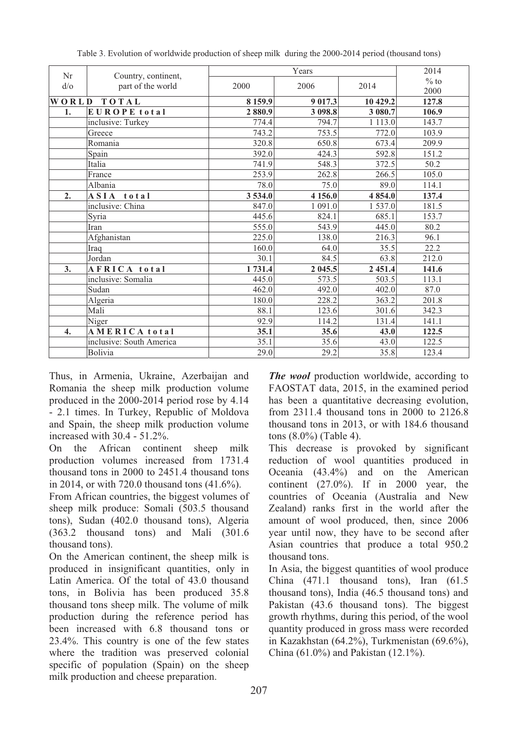Table 3. Evolution of worldwide production of sheep milk during the 2000-2014 period (thousand tons)

| Nr d/o | Country, continent, part of the world | Years | | | 2014 |
|---|---|---|---|---|---|
| | | 2000 | 2006 | 2014 | % to 2000 |
| **WORLD TOTAL** | | **8 159.9** | **9 017.3** | **10 429.2** | **127.8** |
| **1.** | **EUROPE total** | **2 880.9** | **3 098.8** | **3 080.7** | **106.9** |
| | inclusive: Turkey | 774.4 | 794.7 | 1 113.0 | 143.7 |
| | Greece | 743.2 | 753.5 | 772.0 | 103.9 |
| | Romania | 320.8 | 650.8 | 673.4 | 209.9 |
| | Spain | 392.0 | 424.3 | 592.8 | 151.2 |
| | Italia | 741.9 | 548.3 | 372.5 | 50.2 |
| | France | 253.9 | 262.8 | 266.5 | 105.0 |
| | Albania | 78.0 | 75.0 | 89.0 | 114.1 |
| **2.** | **ASIA total** | **3 534.0** | **4 156.0** | **4 854.0** | **137.4** |
| | inclusive: China | 847.0 | 1 091.0 | 1 537.0 | 181.5 |
| | Syria | 445.6 | 824.1 | 685.1 | 153.7 |
| | Iran | 555.0 | 543.9 | 445.0 | 80.2 |
| | Afghanistan | 225.0 | 138.0 | 216.3 | 96.1 |
| | Iraq | 160.0 | 64.0 | 35.5 | 22.2 |
| | Jordan | 30.1 | 84.5 | 63.8 | 212.0 |
| **3.** | **AFRICA total** | **1 731.4** | **2 045.5** | **2 451.4** | **141.6** |
| | inclusive: Somalia | 445.0 | 573.5 | 503.5 | 113.1 |
| | Sudan | 462.0 | 492.0 | 402.0 | 87.0 |
| | Algeria | 180.0 | 228.2 | 363.2 | 201.8 |
| | Mali | 88.1 | 123.6 | 301.6 | 342.3 |
| | Niger | 92.9 | 114.2 | 131.4 | 141.1 |
| **4.** | **AMERICA total** | **35.1** | **35.6** | **43.0** | **122.5** |
| | inclusive: South America | 35.1 | 35.6 | 43.0 | 122.5 |
| | Bolivia | 29.0 | 29.2 | 35.8 | 123.4 |

Thus, in Armenia, Ukraine, Azerbaijan and Romania the sheep milk production volume produced in the 2000-2014 period rose by 4.14 - 2.1 times. In Turkey, Republic of Moldova and Spain, the sheep milk production volume increased with 30.4 - 51.2%.

On the African continent sheep milk production volumes increased from 1731.4 thousand tons in 2000 to 2451.4 thousand tons in 2014, or with 720.0 thousand tons (41.6%).

From African countries, the biggest volumes of sheep milk produce: Somali (503.5 thousand tons), Sudan (402.0 thousand tons), Algeria (363.2 thousand tons) and Mali (301.6 thousand tons).

On the American continent, the sheep milk is produced in insignificant quantities, only in Latin America. Of the total of 43.0 thousand tons, in Bolivia has been produced 35.8 thousand tons sheep milk. The volume of milk production during the reference period has been increased with 6.8 thousand tons or 23.4%. This country is one of the few states where the tradition was preserved colonial specific of population (Spain) on the sheep milk production and cheese preparation.

***The wool*** production worldwide, according to FAOSTAT data, 2015, in the examined period has been a quantitative decreasing evolution, from 2311.4 thousand tons in 2000 to 2126.8 thousand tons in 2013, or with 184.6 thousand tons (8.0%) (Table 4).

This decrease is provoked by significant reduction of wool quantities produced in Oceania (43.4%) and on the American continent (27.0%). If in 2000 year, the countries of Oceania (Australia and New Zealand) ranks first in the world after the amount of wool produced, then, since 2006 year until now, they have to be second after Asian countries that produce a total 950.2 thousand tons.

In Asia, the biggest quantities of wool produce China (471.1 thousand tons), Iran (61.5 thousand tons), India (46.5 thousand tons) and Pakistan (43.6 thousand tons). The biggest growth rhythms, during this period, of the wool quantity produced in gross mass were recorded in Kazakhstan (64.2%), Turkmenistan (69.6%), China (61.0%) and Pakistan (12.1%).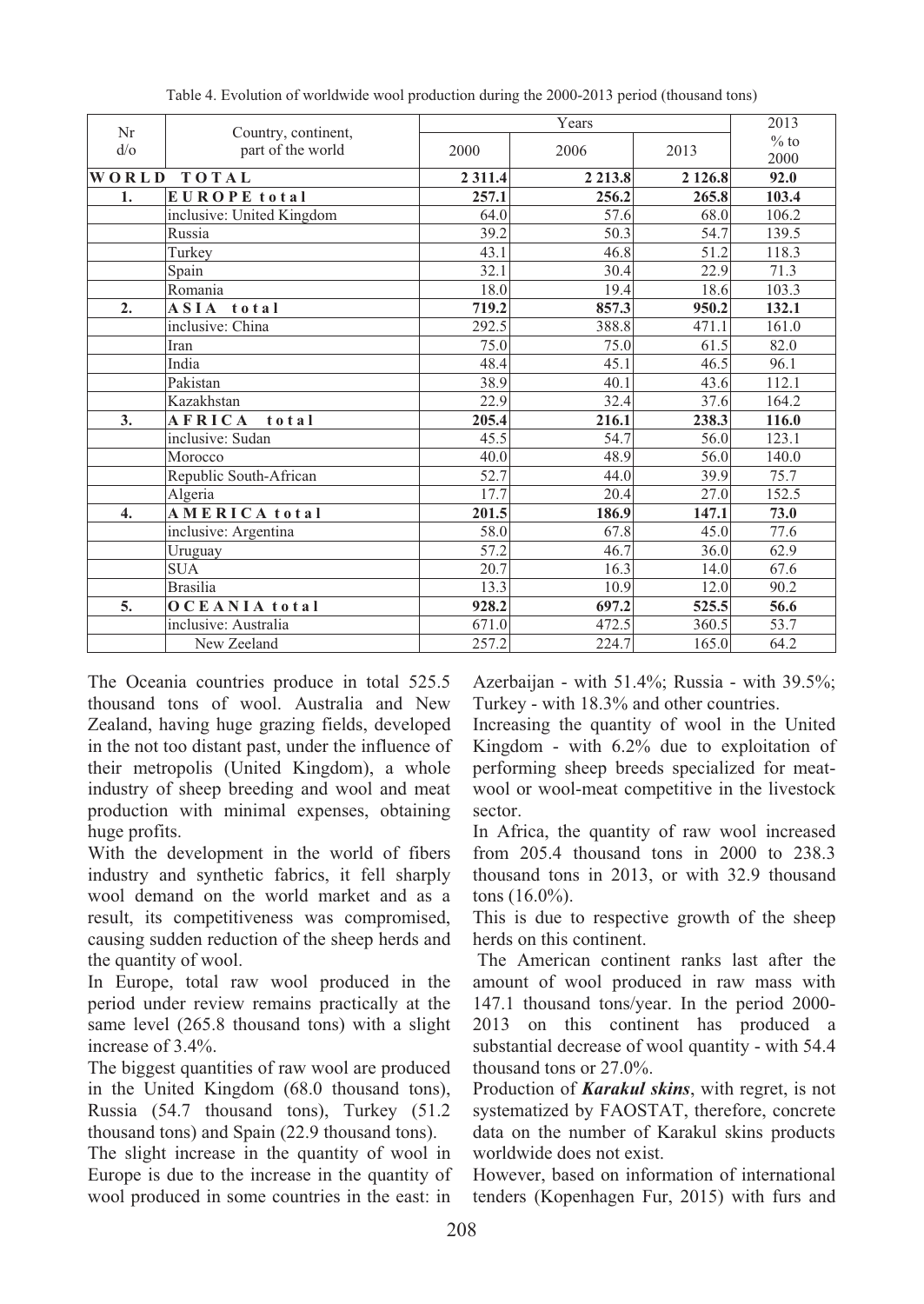Table 4. Evolution of worldwide wool production during the 2000-2013 period (thousand tons)

| Nr d/o | Country, continent, part of the world | Years | | | 2013 % to 2000 |
|---|---|---|---|---|---|
| | | 2000 | 2006 | 2013 | |
| **WORLD TOTAL** | | **2 311.4** | **2 213.8** | **2 126.8** | **92.0** |
| **1.** | **EUROPE total** | **257.1** | **256.2** | **265.8** | **103.4** |
| | inclusive: United Kingdom | 64.0 | 57.6 | 68.0 | 106.2 |
| | Russia | 39.2 | 50.3 | 54.7 | 139.5 |
| | Turkey | 43.1 | 46.8 | 51.2 | 118.3 |
| | Spain | 32.1 | 30.4 | 22.9 | 71.3 |
| | Romania | 18.0 | 19.4 | 18.6 | 103.3 |
| **2.** | **ASIA total** | **719.2** | **857.3** | **950.2** | **132.1** |
| | inclusive: China | 292.5 | 388.8 | 471.1 | 161.0 |
| | Iran | 75.0 | 75.0 | 61.5 | 82.0 |
| | India | 48.4 | 45.1 | 46.5 | 96.1 |
| | Pakistan | 38.9 | 40.1 | 43.6 | 112.1 |
| | Kazakhstan | 22.9 | 32.4 | 37.6 | 164.2 |
| **3.** | **AFRICA total** | **205.4** | **216.1** | **238.3** | **116.0** |
| | inclusive: Sudan | 45.5 | 54.7 | 56.0 | 123.1 |
| | Morocco | 40.0 | 48.9 | 56.0 | 140.0 |
| | Republic South-African | 52.7 | 44.0 | 39.9 | 75.7 |
| | Algeria | 17.7 | 20.4 | 27.0 | 152.5 |
| **4.** | **AMERICA total** | **201.5** | **186.9** | **147.1** | **73.0** |
| | inclusive: Argentina | 58.0 | 67.8 | 45.0 | 77.6 |
| | Uruguay | 57.2 | 46.7 | 36.0 | 62.9 |
| | SUA | 20.7 | 16.3 | 14.0 | 67.6 |
| | Brasilia | 13.3 | 10.9 | 12.0 | 90.2 |
| **5.** | **OCEANIA total** | **928.2** | **697.2** | **525.5** | **56.6** |
| | inclusive: Australia | 671.0 | 472.5 | 360.5 | 53.7 |
| | New Zeeland | 257.2 | 224.7 | 165.0 | 64.2 |

The Oceania countries produce in total 525.5 thousand tons of wool. Australia and New Zealand, having huge grazing fields, developed in the not too distant past, under the influence of their metropolis (United Kingdom), a whole industry of sheep breeding and wool and meat production with minimal expenses, obtaining huge profits.

With the development in the world of fibers industry and synthetic fabrics, it fell sharply wool demand on the world market and as a result, its competitiveness was compromised, causing sudden reduction of the sheep herds and the quantity of wool.

In Europe, total raw wool produced in the period under review remains practically at the same level (265.8 thousand tons) with a slight increase of 3.4%.

The biggest quantities of raw wool are produced in the United Kingdom (68.0 thousand tons), Russia (54.7 thousand tons), Turkey (51.2 thousand tons) and Spain (22.9 thousand tons).

The slight increase in the quantity of wool in Europe is due to the increase in the quantity of wool produced in some countries in the east: in Azerbaijan - with 51.4%; Russia - with 39.5%; Turkey - with 18.3% and other countries.

Increasing the quantity of wool in the United Kingdom - with 6.2% due to exploitation of performing sheep breeds specialized for meat-wool or wool-meat competitive in the livestock sector.

In Africa, the quantity of raw wool increased from 205.4 thousand tons in 2000 to 238.3 thousand tons in 2013, or with 32.9 thousand tons (16.0%).

This is due to respective growth of the sheep herds on this continent.

The American continent ranks last after the amount of wool produced in raw mass with 147.1 thousand tons/year. In the period 2000-2013 on this continent has produced a substantial decrease of wool quantity - with 54.4 thousand tons or 27.0%.

Production of ***Karakul skins***, with regret, is not systematized by FAOSTAT, therefore, concrete data on the number of Karakul skins products worldwide does not exist.

However, based on information of international tenders (Kopenhagen Fur, 2015) with furs and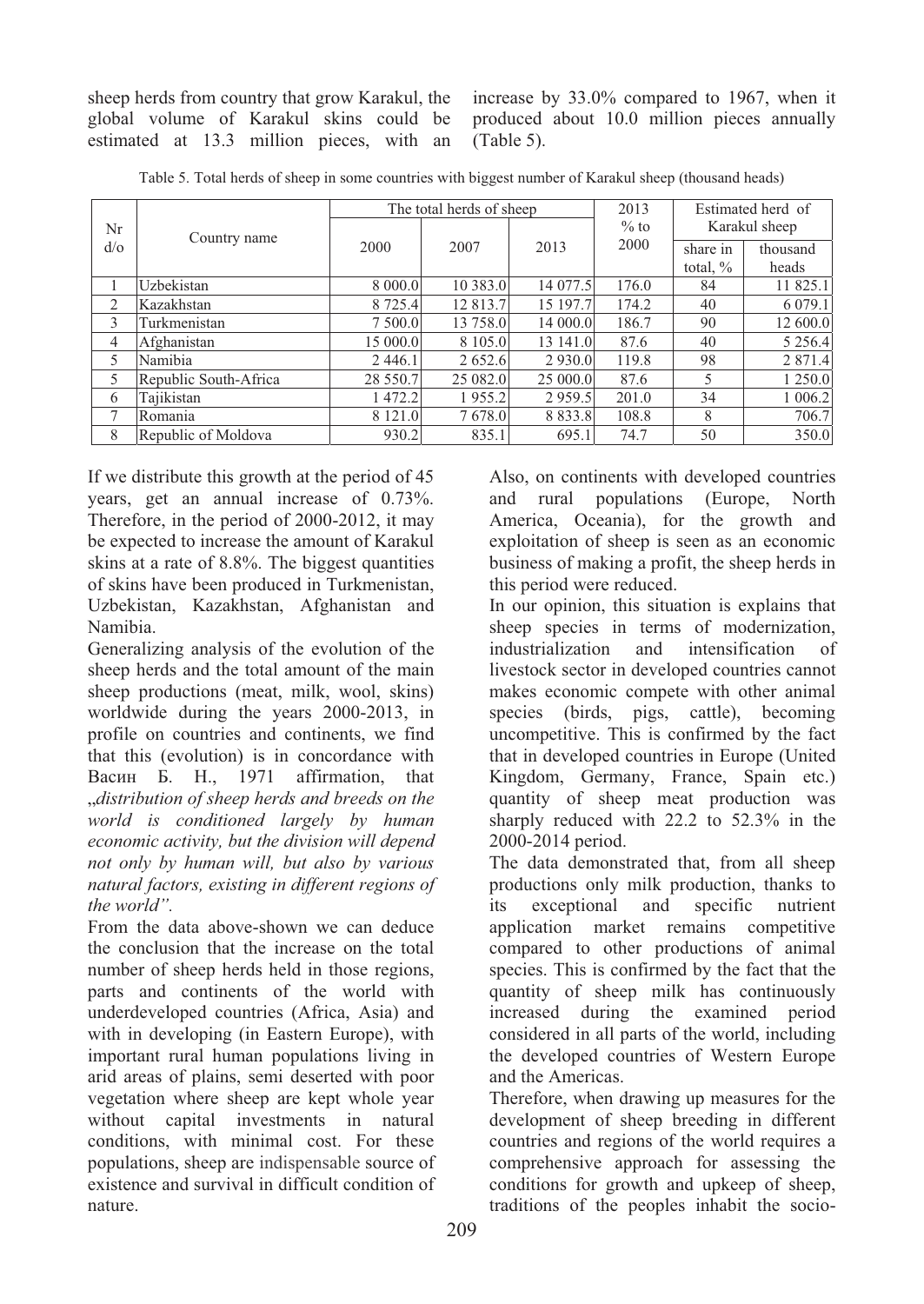sheep herds from country that grow Karakul, the global volume of Karakul skins could be estimated at 13.3 million pieces, with an increase by 33.0% compared to 1967, when it produced about 10.0 million pieces annually (Table 5).

Table 5. Total herds of sheep in some countries with biggest number of Karakul sheep (thousand heads)

| Nr d/o | Country name | The total herds of sheep | | | 2013 % to 2000 | Estimated herd of Karakul sheep | |
|---|---|---|---|---|---|---|---|
| | | 2000 | 2007 | 2013 | | share in total, % | thousand heads |
| 1 | Uzbekistan | 8 000.0 | 10 383.0 | 14 077.5 | 176.0 | 84 | 11 825.1 |
| 2 | Kazakhstan | 8 725.4 | 12 813.7 | 15 197.7 | 174.2 | 40 | 6 079.1 |
| 3 | Turkmenistan | 7 500.0 | 13 758.0 | 14 000.0 | 186.7 | 90 | 12 600.0 |
| 4 | Afghanistan | 15 000.0 | 8 105.0 | 13 141.0 | 87.6 | 40 | 5 256.4 |
| 5 | Namibia | 2 446.1 | 2 652.6 | 2 930.0 | 119.8 | 98 | 2 871.4 |
| 5 | Republic South-Africa | 28 550.7 | 25 082.0 | 25 000.0 | 87.6 | 5 | 1 250.0 |
| 6 | Tajikistan | 1 472.2 | 1 955.2 | 2 959.5 | 201.0 | 34 | 1 006.2 |
| 7 | Romania | 8 121.0 | 7 678.0 | 8 833.8 | 108.8 | 8 | 706.7 |
| 8 | Republic of Moldova | 930.2 | 835.1 | 695.1 | 74.7 | 50 | 350.0 |

If we distribute this growth at the period of 45 years, get an annual increase of 0.73%. Therefore, in the period of 2000-2012, it may be expected to increase the amount of Karakul skins at a rate of 8.8%. The biggest quantities of skins have been produced in Turkmenistan, Uzbekistan, Kazakhstan, Afghanistan and Namibia.

Generalizing analysis of the evolution of the sheep herds and the total amount of the main sheep productions (meat, milk, wool, skins) worldwide during the years 2000-2013, in profile on countries and continents, we find that this (evolution) is in concordance with Васин Б. Н., 1971 affirmation, that *„distribution of sheep herds and breeds on the world is conditioned largely by human economic activity, but the division will depend not only by human will, but also by various natural factors, existing in different regions of the world".*

From the data above-shown we can deduce the conclusion that the increase on the total number of sheep herds held in those regions, parts and continents of the world with underdeveloped countries (Africa, Asia) and with in developing (in Eastern Europe), with important rural human populations living in arid areas of plains, semi deserted with poor vegetation where sheep are kept whole year without capital investments in natural conditions, with minimal cost. For these populations, sheep are indispensable source of existence and survival in difficult condition of nature.

Also, on continents with developed countries and rural populations (Europe, North America, Oceania), for the growth and exploitation of sheep is seen as an economic business of making a profit, the sheep herds in this period were reduced.

In our opinion, this situation is explains that sheep species in terms of modernization, industrialization and intensification of livestock sector in developed countries cannot makes economic compete with other animal species (birds, pigs, cattle), becoming uncompetitive. This is confirmed by the fact that in developed countries in Europe (United Kingdom, Germany, France, Spain etc.) quantity of sheep meat production was sharply reduced with 22.2 to 52.3% in the 2000-2014 period.

The data demonstrated that, from all sheep productions only milk production, thanks to its exceptional and specific nutrient application market remains competitive compared to other productions of animal species. This is confirmed by the fact that the quantity of sheep milk has continuously increased during the examined period considered in all parts of the world, including the developed countries of Western Europe and the Americas.

Therefore, when drawing up measures for the development of sheep breeding in different countries and regions of the world requires a comprehensive approach for assessing the conditions for growth and upkeep of sheep, traditions of the peoples inhabit the socio-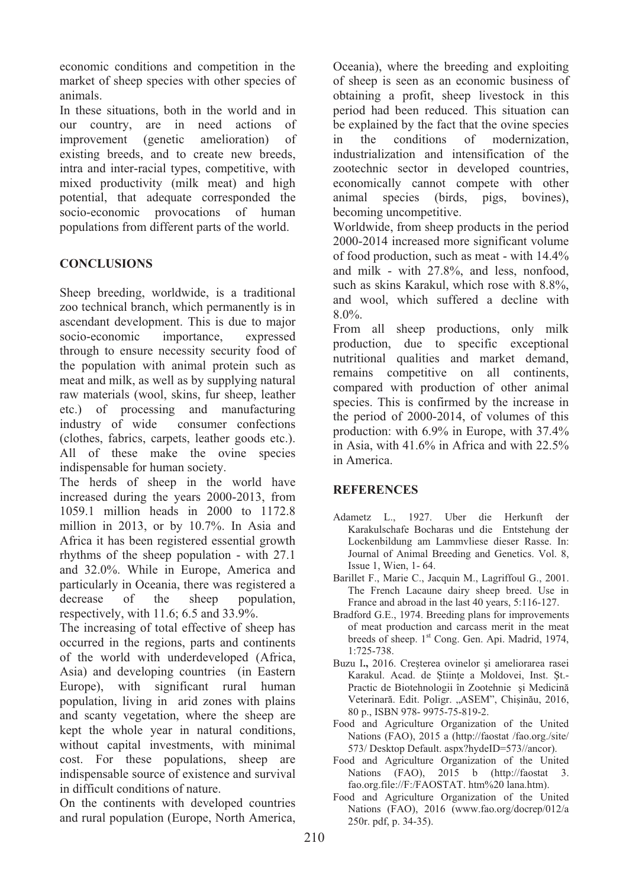economic conditions and competition in the market of sheep species with other species of animals.

In these situations, both in the world and in our country, are in need actions of improvement (genetic amelioration) of existing breeds, and to create new breeds, intra and inter-racial types, competitive, with mixed productivity (milk meat) and high potential, that adequate corresponded the socio-economic provocations of human populations from different parts of the world.

## CONCLUSIONS

Sheep breeding, worldwide, is a traditional zoo technical branch, which permanently is in ascendant development. This is due to major socio-economic importance, expressed through to ensure necessity security food of the population with animal protein such as meat and milk, as well as by supplying natural raw materials (wool, skins, fur sheep, leather etc.) of processing and manufacturing industry of wide consumer confections (clothes, fabrics, carpets, leather goods etc.). All of these make the ovine species indispensable for human society.

The herds of sheep in the world have increased during the years 2000-2013, from 1059.1 million heads in 2000 to 1172.8 million in 2013, or by 10.7%. In Asia and Africa it has been registered essential growth rhythms of the sheep population - with 27.1 and 32.0%. While in Europe, America and particularly in Oceania, there was registered a decrease of the sheep population, respectively, with 11.6; 6.5 and 33.9%.

The increasing of total effective of sheep has occurred in the regions, parts and continents of the world with underdeveloped (Africa, Asia) and developing countries (in Eastern Europe), with significant rural human population, living in arid zones with plains and scanty vegetation, where the sheep are kept the whole year in natural conditions, without capital investments, with minimal cost. For these populations, sheep are indispensable source of existence and survival in difficult conditions of nature.

On the continents with developed countries and rural population (Europe, North America, Oceania), where the breeding and exploiting of sheep is seen as an economic business of obtaining a profit, sheep livestock in this period had been reduced. This situation can be explained by the fact that the ovine species in the conditions of modernization, industrialization and intensification of the zootechnic sector in developed countries, economically cannot compete with other animal species (birds, pigs, bovines), becoming uncompetitive.

Worldwide, from sheep products in the period 2000-2014 increased more significant volume of food production, such as meat - with 14.4% and milk - with 27.8%, and less, nonfood, such as skins Karakul, which rose with 8.8%, and wool, which suffered a decline with 8.0%.

From all sheep productions, only milk production, due to specific exceptional nutritional qualities and market demand, remains competitive on all continents, compared with production of other animal species. This is confirmed by the increase in the period of 2000-2014, of volumes of this production: with 6.9% in Europe, with 37.4% in Asia, with 41.6% in Africa and with 22.5% in America.

## REFERENCES

Adametz L., 1927. Uber die Herkunft der Karakulschafe Bocharas und die Entstehung der Lockenbildung am Lammvliese dieser Rasse. In: Journal of Animal Breeding and Genetics. Vol. 8, Issue 1, Wien, 1- 64.

Barillet F., Marie C., Jacquin M., Lagriffoul G., 2001. The French Lacaune dairy sheep breed. Use in France and abroad in the last 40 years, 5:116-127.

Bradford G.E., 1974. Breeding plans for improvements of meat production and carcass merit in the meat breeds of sheep. 1st Cong. Gen. Api. Madrid, 1974, 1:725-738.

Buzu I., 2016. Creşterea ovinelor şi ameliorarea rasei Karakul. Acad. de Ştiinţe a Moldovei, Inst. Şt.-Practic de Biotehnologii în Zootehnie şi Medicină Veterinară. Edit. Poligr. „ASEM", Chişinău, 2016, 80 p., ISBN 978- 9975-75-819-2.

Food and Agriculture Organization of the United Nations (FAO), 2015 a (http://faostat /fao.org./site/ 573/ Desktop Default. aspx?hydeID=573//ancor).

Food and Agriculture Organization of the United Nations (FAO), 2015 b (http://faostat 3. fao.org.file://F:/FAOSTAT. htm%20 lana.htm).

Food and Agriculture Organization of the United Nations (FAO), 2016 (www.fao.org/docrep/012/a 250r. pdf, p. 34-35).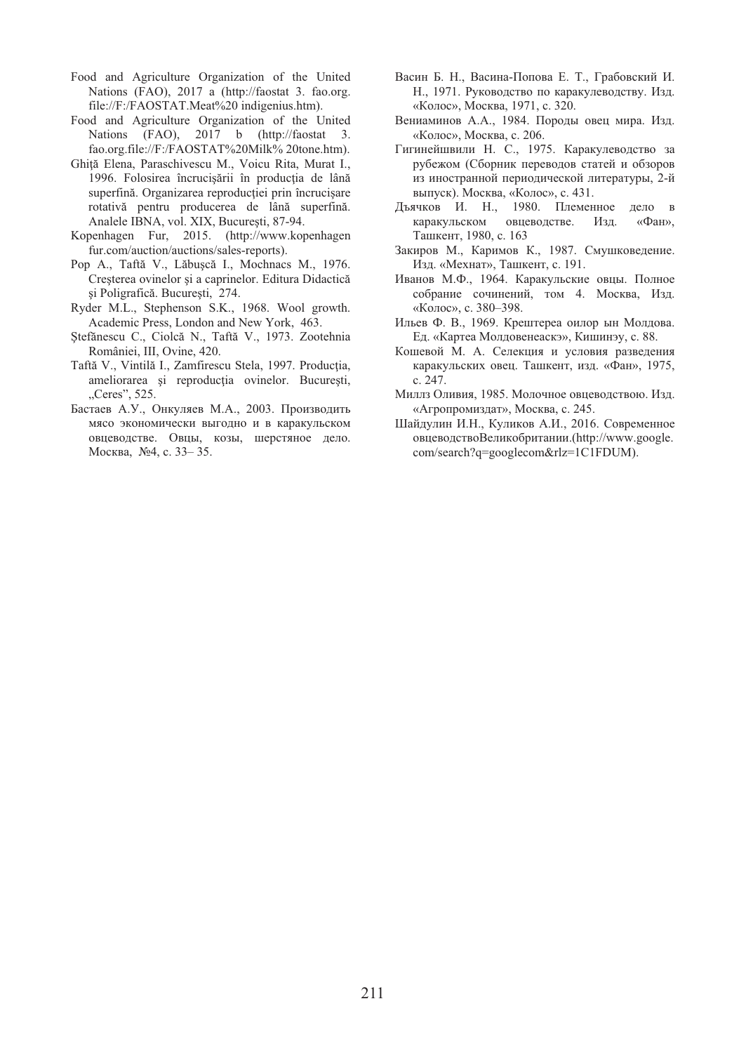Food and Agriculture Organization of the United Nations (FAO), 2017 a (http://faostat 3. fao.org. file://F:/FAOSTAT.Meat%20 indigenius.htm).

Food and Agriculture Organization of the United Nations (FAO), 2017 b (http://faostat 3. fao.org.file://F:/FAOSTAT%20Milk% 20tone.htm).

Ghiță Elena, Paraschivescu M., Voicu Rita, Murat I., 1996. Folosirea încrucișării în producția de lână superfină. Organizarea reproducției prin încrucișare rotativă pentru producerea de lână superfină. Analele IBNA, vol. XIX, București, 87-94.

Kopenhagen Fur, 2015. (http://www.kopenhagen fur.com/auction/auctions/sales-reports).

Pop A., Taftă V., Lăbușcă I., Mochnacs M., 1976. Creșterea ovinelor și a caprinelor. Editura Didactică și Poligrafică. București, 274.

Ryder M.L., Stephenson S.K., 1968. Wool growth. Academic Press, London and New York, 463.

Ștefănescu C., Ciolcă N., Taftă V., 1973. Zootehnia României, III, Ovine, 420.

Taftă V., Vintilă I., Zamfirescu Stela, 1997. Producția, ameliorarea și reproducția ovinelor. București, „Ceres", 525.

Бастаев А.У., Онкуляев М.А., 2003. Производить мясо экономически выгодно и в каракульском овцеводстве. Овцы, козы, шерстяное дело. Москва, №4, с. 33– 35.

Васин Б. Н., Васина-Попова Е. Т., Грабовский И. Н., 1971. Руководство по каракулеводству. Изд. «Колос», Москва, 1971, с. 320.

Вениаминов А.А., 1984. Породы овец мира. Изд. «Колос», Москва, с. 206.

Гигинейшвили Н. С., 1975. Каракулеводство за рубежом (Сборник переводов статей и обзоров из иностранной периодической литературы, 2-й выпуск). Москва, «Колос», с. 431.

Дъячков И. Н., 1980. Племенное дело в каракульском овцеводстве. Изд. «Фан», Ташкент, 1980, с. 163

Закиров М., Каримов К., 1987. Смушковедение. Изд. «Мехнат», Ташкент, с. 191.

Иванов М.Ф., 1964. Каракульские овцы. Полное собрание сочинений, том 4. Москва, Изд. «Колос», с. 380–398.

Ильев Ф. В., 1969. Крештереа оилор ын Молдова. Ед. «Картеа Молдовенеаскэ», Кишинэу, с. 88.

Кошевой М. А. Селекция и условия разведения каракульских овец. Ташкент, изд. «Фан», 1975, с. 247.

Миллз Оливия, 1985. Молочное овцеводствою. Изд. «Агропромиздат», Москва, с. 245.

Шайдулин И.Н., Куликов А.И., 2016. Современное овцеводствоВеликобритании.(http://www.google.com/search?q=googlecom&rlz=1C1FDUM).